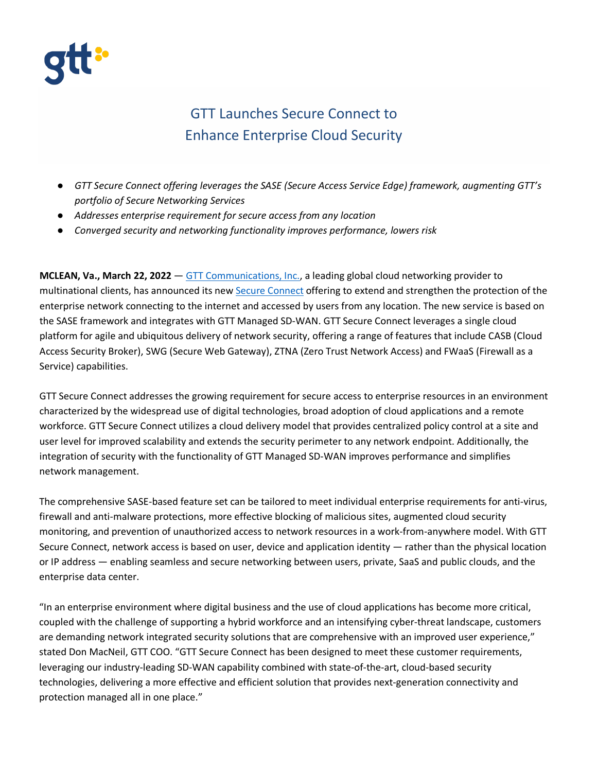# GTT Launches Secure Connect to Enhance Enterprise Cloud Security

- *GTT Secure Connect offering leverages the SASE (Secure Access Service Edge) framework, augmenting GTT's portfolio of Secure Networking Services*
- *Addresses enterprise requirement for secure access from any location*
- *Converged security and networking functionality improves performance, lowers risk*

**MCLEAN, Va., March 22, 2022** — GTT Communications, Inc., a leading global cloud networking provider to multinational clients, has announced its new Secure Connect offering to extend and strengthen the protection of the enterprise network connecting to the internet and accessed by users from any location. The new service is based on the SASE framework and integrates with GTT Managed SD-WAN. GTT Secure Connect leverages a single cloud platform for agile and ubiquitous delivery of network security, offering a range of features that include CASB (Cloud Access Security Broker), SWG (Secure Web Gateway), ZTNA (Zero Trust Network Access) and FWaaS (Firewall as a Service) capabilities.

GTT Secure Connect addresses the growing requirement for secure access to enterprise resources in an environment characterized by the widespread use of digital technologies, broad adoption of cloud applications and a remote workforce. GTT Secure Connect utilizes a cloud delivery model that provides centralized policy control at a site and user level for improved scalability and extends the security perimeter to any network endpoint. Additionally, the integration of security with the functionality of GTT Managed SD-WAN improves performance and simplifies network management.

The comprehensive SASE-based feature set can be tailored to meet individual enterprise requirements for anti-virus, firewall and anti-malware protections, more effective blocking of malicious sites, augmented cloud security monitoring, and prevention of unauthorized access to network resources in a work-from-anywhere model. With GTT Secure Connect, network access is based on user, device and application identity — rather than the physical location or IP address — enabling seamless and secure networking between users, private, SaaS and public clouds, and the enterprise data center.

"In an enterprise environment where digital business and the use of cloud applications has become more critical, coupled with the challenge of supporting a hybrid workforce and an intensifying cyber-threat landscape, customers are demanding network integrated security solutions that are comprehensive with an improved user experience," stated Don MacNeil, GTT COO. "GTT Secure Connect has been designed to meet these customer requirements, leveraging our industry-leading SD-WAN capability combined with state-of-the-art, cloud-based security technologies, delivering a more effective and efficient solution that provides next-generation connectivity and protection managed all in one place."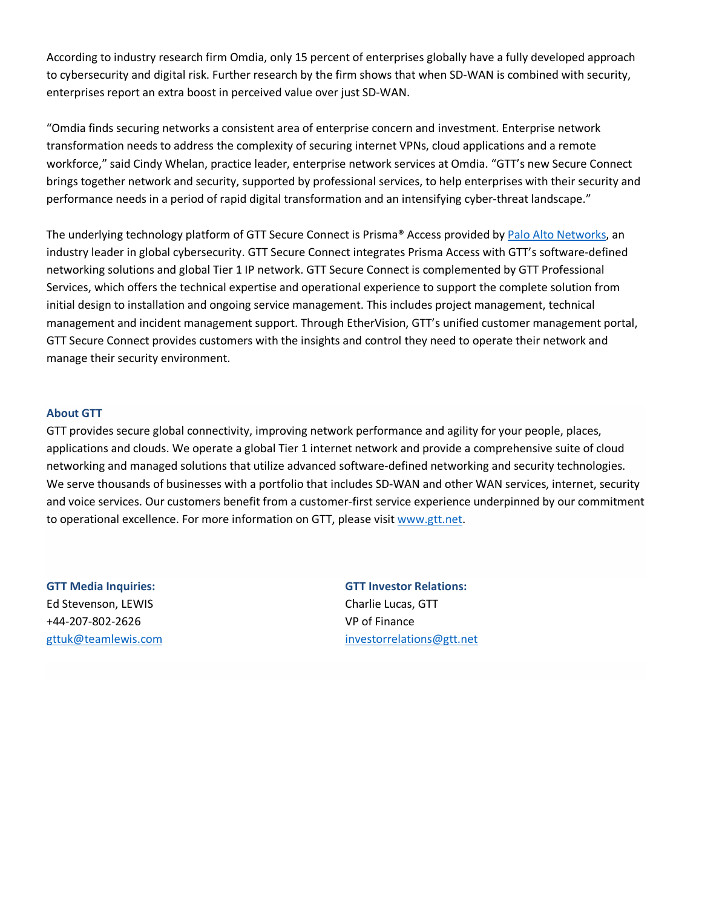According to industry research firm Omdia, only 15 percent of enterprises globally have a fully developed approach to cybersecurity and digital risk. Further research by the firm shows that when SD-WAN is combined with security, enterprises report an extra boost in perceived value over just SD-WAN.

“Omdia finds securing networks a consistent area of enterprise concern and investment. Enterprise network transformation needs to address the complexity of securing internet VPNs, cloud applications and a remote workforce,” said Cindy Whelan, practice leader, enterprise network services at Omdia. “GTT’s new Secure Connect brings together network and security, supported by professional services, to help enterprises with their security and performance needs in a period of rapid digital transformation and an intensifying cyber-threat landscape.”

The underlying technology platform of GTT Secure Connect is Prisma® Access provided by Palo Alto Networks, an industry leader in global cybersecurity. GTT Secure Connect integrates Prisma Access with GTT’s software-defined networking solutions and global Tier 1 IP network. GTT Secure Connect is complemented by GTT Professional Services, which offers the technical expertise and operational experience to support the complete solution from initial design to installation and ongoing service management. This includes project management, technical management and incident management support. Through EtherVision, GTT’s unified customer management portal, GTT Secure Connect provides customers with the insights and control they need to operate their network and manage their security environment.

**About GTT**

GTT provides secure global connectivity, improving network performance and agility for your people, places, applications and clouds. We operate a global Tier 1 internet network and provide a comprehensive suite of cloud networking and managed solutions that utilize advanced software-defined networking and security technologies. We serve thousands of businesses with a portfolio that includes SD-WAN and other WAN services, internet, security and voice services. Our customers benefit from a customer-first service experience underpinned by our commitment to operational excellence. For more information on GTT, please visit www.gtt.net.

**GTT Media Inquiries:**
Ed Stevenson, LEWIS
+44-207-802-2626
gttuk@teamlewis.com

**GTT Investor Relations:**
Charlie Lucas, GTT
VP of Finance
investorrelations@gtt.net